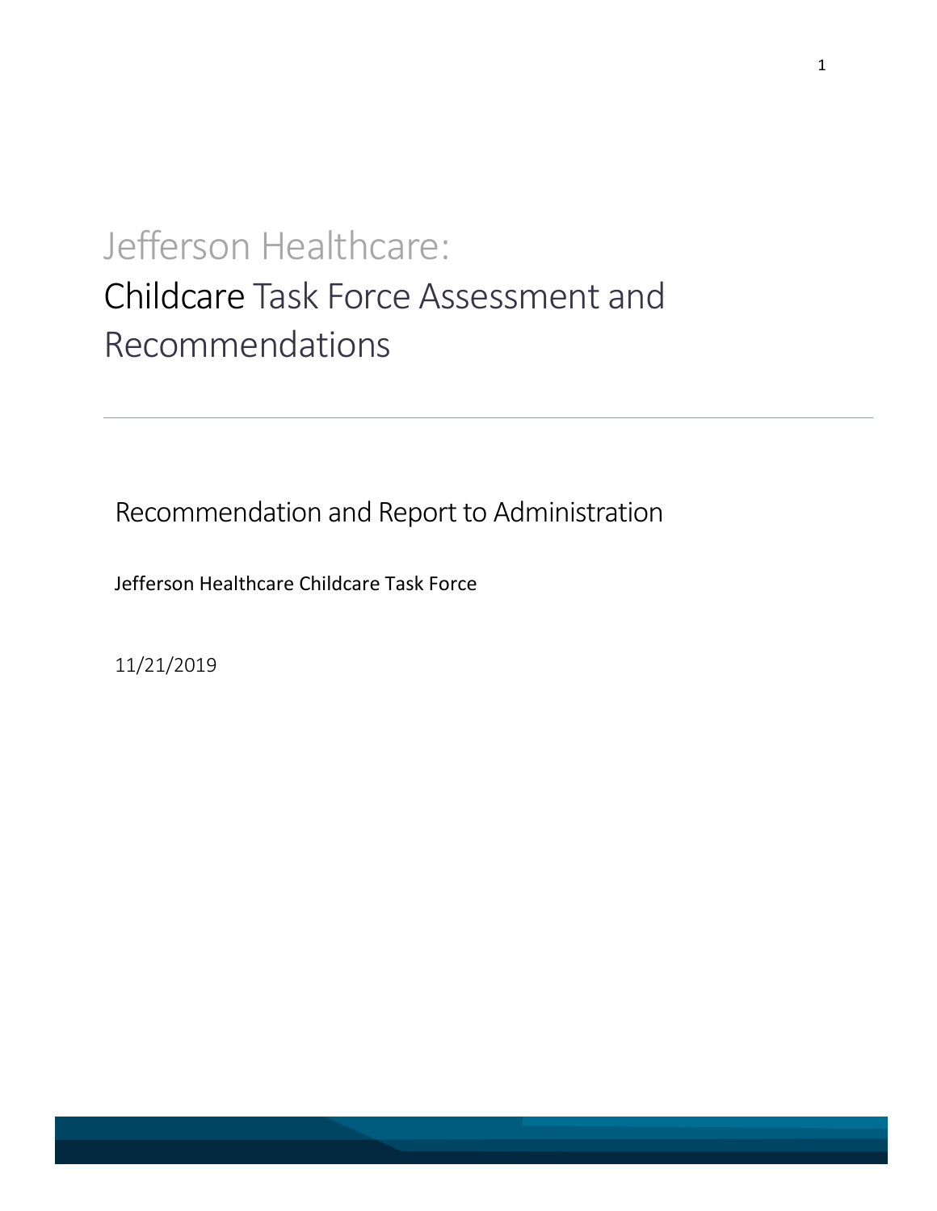# Jefferson Healthcare:

# Childcare Task Force Assessment and Recommendations

## Recommendation and Report to Administration

Jefferson Healthcare Childcare Task Force

11/21/2019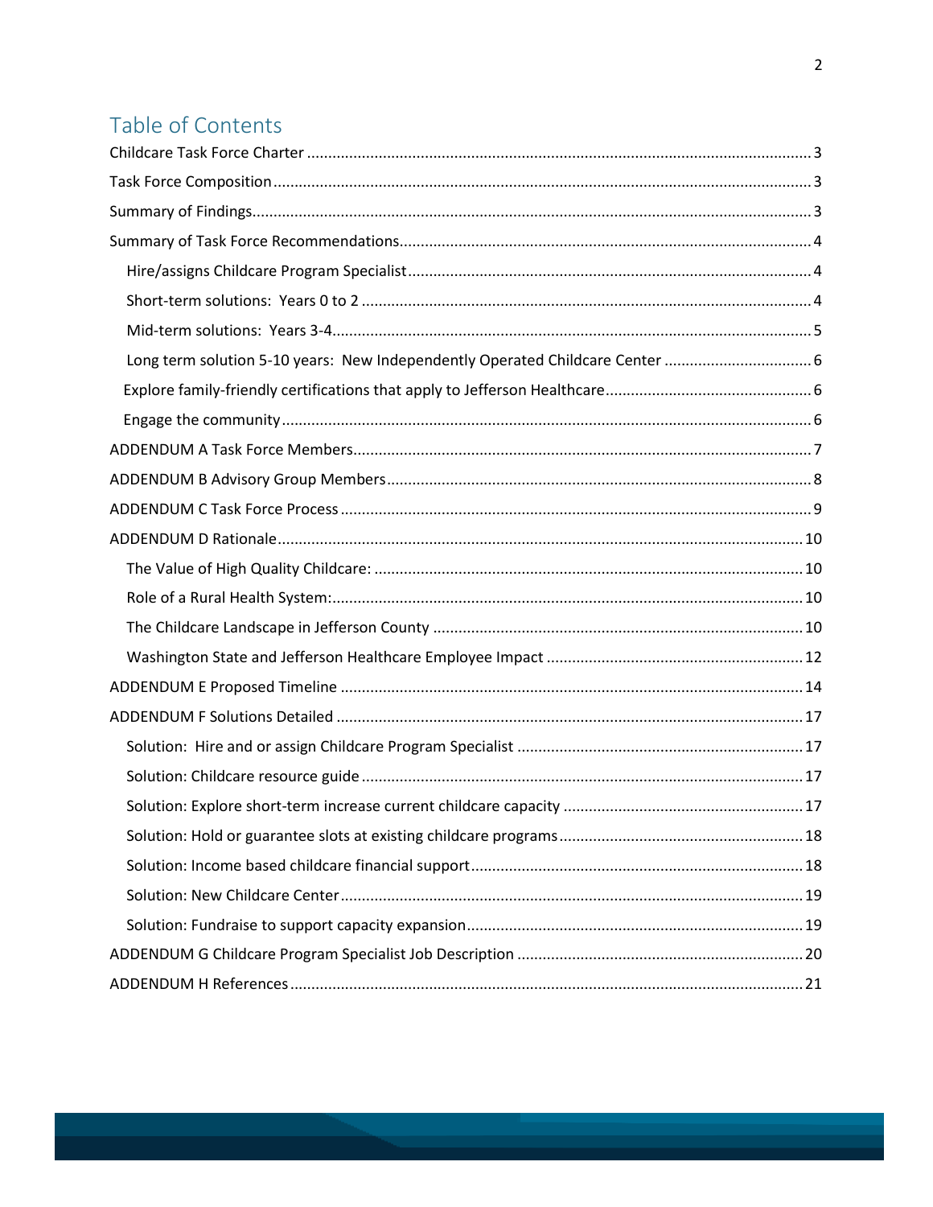# Table of Contents

Childcare Task Force Charter ........ 3
Task Force Composition ........ 3
Summary of Findings ........ 3
Summary of Task Force Recommendations ........ 4
- Hire/assigns Childcare Program Specialist ........ 4
- Short-term solutions: Years 0 to 2 ........ 4
- Mid-term solutions: Years 3-4 ........ 5
- Long term solution 5-10 years: New Independently Operated Childcare Center ........ 6
- Explore family-friendly certifications that apply to Jefferson Healthcare ........ 6
- Engage the community ........ 6

ADDENDUM A Task Force Members ........ 7
ADDENDUM B Advisory Group Members ........ 8
ADDENDUM C Task Force Process ........ 9
ADDENDUM D Rationale ........ 10
- The Value of High Quality Childcare: ........ 10
- Role of a Rural Health System: ........ 10
- The Childcare Landscape in Jefferson County ........ 10
- Washington State and Jefferson Healthcare Employee Impact ........ 12

ADDENDUM E Proposed Timeline ........ 14
ADDENDUM F Solutions Detailed ........ 17
- Solution: Hire and or assign Childcare Program Specialist ........ 17
- Solution: Childcare resource guide ........ 17
- Solution: Explore short-term increase current childcare capacity ........ 17
- Solution: Hold or guarantee slots at existing childcare programs ........ 18
- Solution: Income based childcare financial support ........ 18
- Solution: New Childcare Center ........ 19
- Solution: Fundraise to support capacity expansion ........ 19

ADDENDUM G Childcare Program Specialist Job Description ........ 20
ADDENDUM H References ........ 21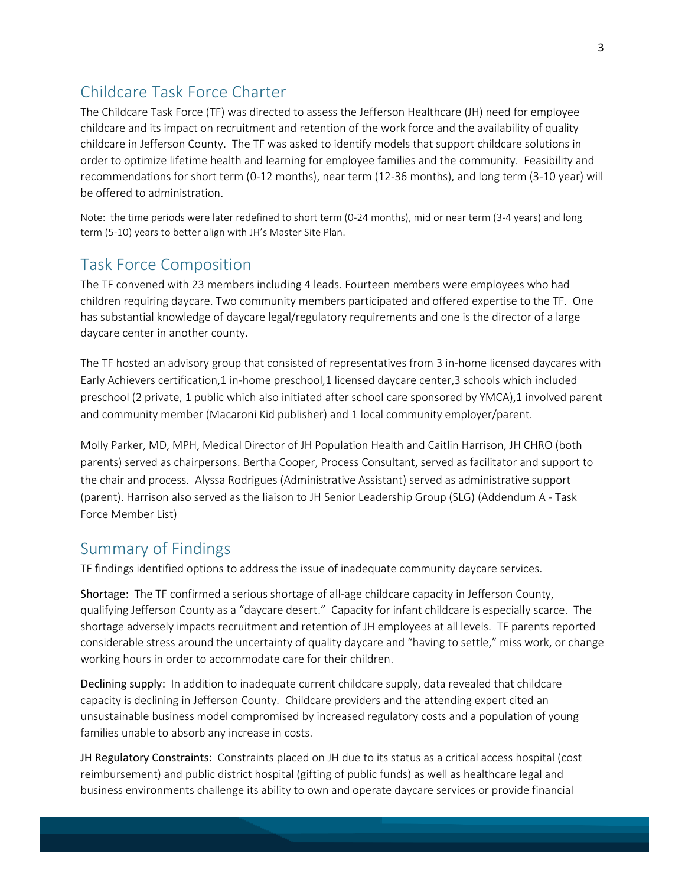## Childcare Task Force Charter

The Childcare Task Force (TF) was directed to assess the Jefferson Healthcare (JH) need for employee childcare and its impact on recruitment and retention of the work force and the availability of quality childcare in Jefferson County. The TF was asked to identify models that support childcare solutions in order to optimize lifetime health and learning for employee families and the community. Feasibility and recommendations for short term (0-12 months), near term (12-36 months), and long term (3-10 year) will be offered to administration.

Note: the time periods were later redefined to short term (0-24 months), mid or near term (3-4 years) and long term (5-10) years to better align with JH's Master Site Plan.

## Task Force Composition

The TF convened with 23 members including 4 leads. Fourteen members were employees who had children requiring daycare. Two community members participated and offered expertise to the TF. One has substantial knowledge of daycare legal/regulatory requirements and one is the director of a large daycare center in another county.

The TF hosted an advisory group that consisted of representatives from 3 in-home licensed daycares with Early Achievers certification,1 in-home preschool,1 licensed daycare center,3 schools which included preschool (2 private, 1 public which also initiated after school care sponsored by YMCA),1 involved parent and community member (Macaroni Kid publisher) and 1 local community employer/parent.

Molly Parker, MD, MPH, Medical Director of JH Population Health and Caitlin Harrison, JH CHRO (both parents) served as chairpersons. Bertha Cooper, Process Consultant, served as facilitator and support to the chair and process. Alyssa Rodrigues (Administrative Assistant) served as administrative support (parent). Harrison also served as the liaison to JH Senior Leadership Group (SLG) (Addendum A - Task Force Member List)

## Summary of Findings

TF findings identified options to address the issue of inadequate community daycare services.

**Shortage:** The TF confirmed a serious shortage of all-age childcare capacity in Jefferson County, qualifying Jefferson County as a "daycare desert." Capacity for infant childcare is especially scarce. The shortage adversely impacts recruitment and retention of JH employees at all levels. TF parents reported considerable stress around the uncertainty of quality daycare and "having to settle," miss work, or change working hours in order to accommodate care for their children.

**Declining supply:** In addition to inadequate current childcare supply, data revealed that childcare capacity is declining in Jefferson County. Childcare providers and the attending expert cited an unsustainable business model compromised by increased regulatory costs and a population of young families unable to absorb any increase in costs.

**JH Regulatory Constraints:** Constraints placed on JH due to its status as a critical access hospital (cost reimbursement) and public district hospital (gifting of public funds) as well as healthcare legal and business environments challenge its ability to own and operate daycare services or provide financial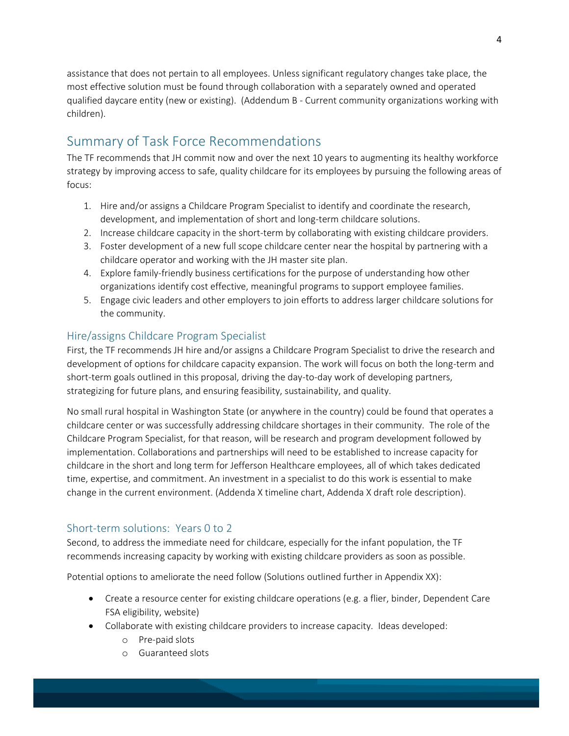assistance that does not pertain to all employees. Unless significant regulatory changes take place, the most effective solution must be found through collaboration with a separately owned and operated qualified daycare entity (new or existing). (Addendum B - Current community organizations working with children).

## Summary of Task Force Recommendations

The TF recommends that JH commit now and over the next 10 years to augmenting its healthy workforce strategy by improving access to safe, quality childcare for its employees by pursuing the following areas of focus:

1. Hire and/or assigns a Childcare Program Specialist to identify and coordinate the research, development, and implementation of short and long-term childcare solutions.
2. Increase childcare capacity in the short-term by collaborating with existing childcare providers.
3. Foster development of a new full scope childcare center near the hospital by partnering with a childcare operator and working with the JH master site plan.
4. Explore family-friendly business certifications for the purpose of understanding how other organizations identify cost effective, meaningful programs to support employee families.
5. Engage civic leaders and other employers to join efforts to address larger childcare solutions for the community.

### Hire/assigns Childcare Program Specialist

First, the TF recommends JH hire and/or assigns a Childcare Program Specialist to drive the research and development of options for childcare capacity expansion. The work will focus on both the long-term and short-term goals outlined in this proposal, driving the day-to-day work of developing partners, strategizing for future plans, and ensuring feasibility, sustainability, and quality.

No small rural hospital in Washington State (or anywhere in the country) could be found that operates a childcare center or was successfully addressing childcare shortages in their community. The role of the Childcare Program Specialist, for that reason, will be research and program development followed by implementation. Collaborations and partnerships will need to be established to increase capacity for childcare in the short and long term for Jefferson Healthcare employees, all of which takes dedicated time, expertise, and commitment. An investment in a specialist to do this work is essential to make change in the current environment. (Addenda X timeline chart, Addenda X draft role description).

### Short-term solutions: Years 0 to 2

Second, to address the immediate need for childcare, especially for the infant population, the TF recommends increasing capacity by working with existing childcare providers as soon as possible.

Potential options to ameliorate the need follow (Solutions outlined further in Appendix XX):

- Create a resource center for existing childcare operations (e.g. a flier, binder, Dependent Care FSA eligibility, website)
- Collaborate with existing childcare providers to increase capacity. Ideas developed:
  - Pre-paid slots
  - Guaranteed slots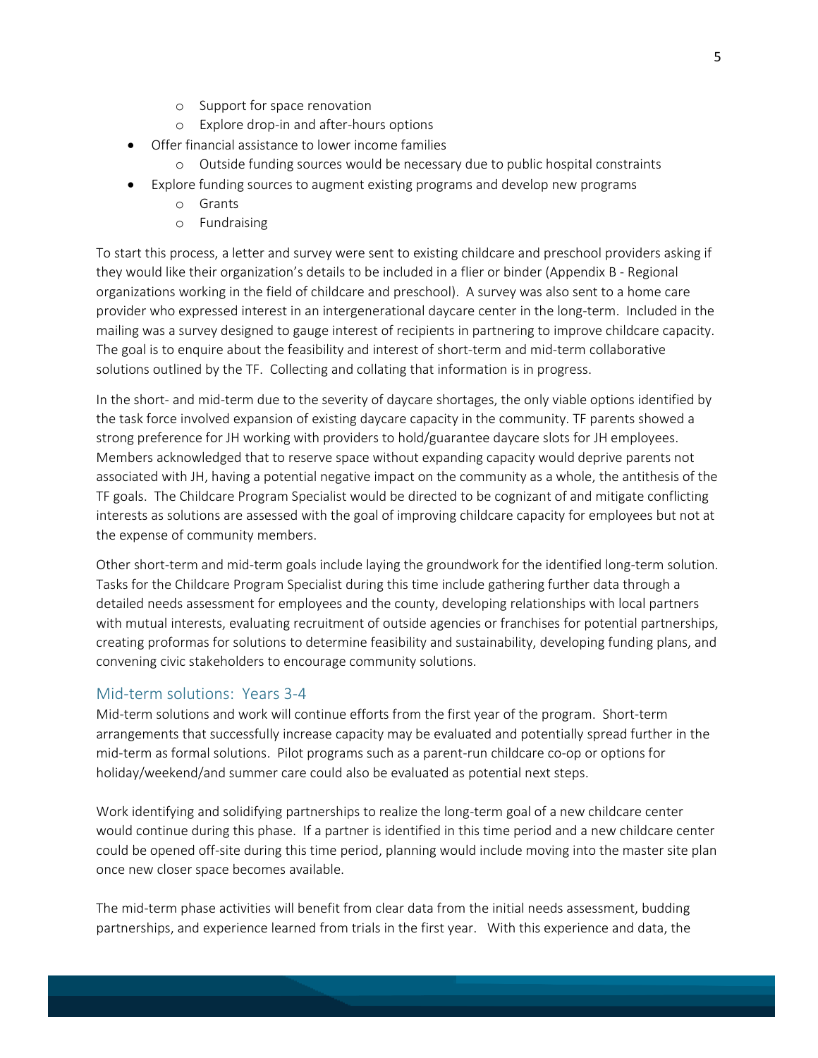- Support for space renovation
    - Explore drop-in and after-hours options
- Offer financial assistance to lower income families
    - Outside funding sources would be necessary due to public hospital constraints
- Explore funding sources to augment existing programs and develop new programs
    - Grants
    - Fundraising

To start this process, a letter and survey were sent to existing childcare and preschool providers asking if they would like their organization's details to be included in a flier or binder (Appendix B - Regional organizations working in the field of childcare and preschool). A survey was also sent to a home care provider who expressed interest in an intergenerational daycare center in the long-term. Included in the mailing was a survey designed to gauge interest of recipients in partnering to improve childcare capacity. The goal is to enquire about the feasibility and interest of short-term and mid-term collaborative solutions outlined by the TF. Collecting and collating that information is in progress.

In the short- and mid-term due to the severity of daycare shortages, the only viable options identified by the task force involved expansion of existing daycare capacity in the community. TF parents showed a strong preference for JH working with providers to hold/guarantee daycare slots for JH employees. Members acknowledged that to reserve space without expanding capacity would deprive parents not associated with JH, having a potential negative impact on the community as a whole, the antithesis of the TF goals. The Childcare Program Specialist would be directed to be cognizant of and mitigate conflicting interests as solutions are assessed with the goal of improving childcare capacity for employees but not at the expense of community members.

Other short-term and mid-term goals include laying the groundwork for the identified long-term solution. Tasks for the Childcare Program Specialist during this time include gathering further data through a detailed needs assessment for employees and the county, developing relationships with local partners with mutual interests, evaluating recruitment of outside agencies or franchises for potential partnerships, creating proformas for solutions to determine feasibility and sustainability, developing funding plans, and convening civic stakeholders to encourage community solutions.

## Mid-term solutions: Years 3-4

Mid-term solutions and work will continue efforts from the first year of the program. Short-term arrangements that successfully increase capacity may be evaluated and potentially spread further in the mid-term as formal solutions. Pilot programs such as a parent-run childcare co-op or options for holiday/weekend/and summer care could also be evaluated as potential next steps.

Work identifying and solidifying partnerships to realize the long-term goal of a new childcare center would continue during this phase. If a partner is identified in this time period and a new childcare center could be opened off-site during this time period, planning would include moving into the master site plan once new closer space becomes available.

The mid-term phase activities will benefit from clear data from the initial needs assessment, budding partnerships, and experience learned from trials in the first year. With this experience and data, the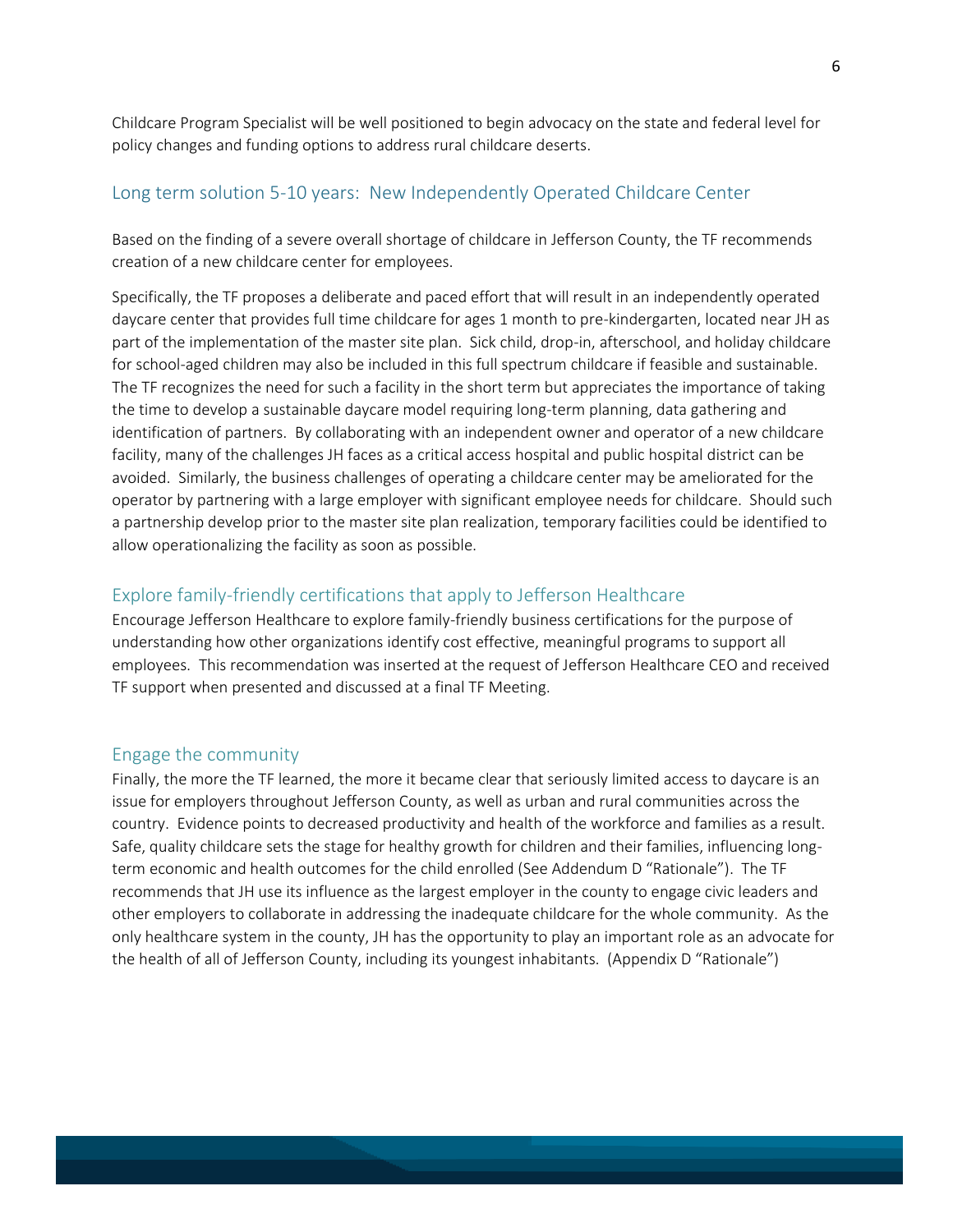Childcare Program Specialist will be well positioned to begin advocacy on the state and federal level for policy changes and funding options to address rural childcare deserts.

## Long term solution 5-10 years: New Independently Operated Childcare Center

Based on the finding of a severe overall shortage of childcare in Jefferson County, the TF recommends creation of a new childcare center for employees.

Specifically, the TF proposes a deliberate and paced effort that will result in an independently operated daycare center that provides full time childcare for ages 1 month to pre-kindergarten, located near JH as part of the implementation of the master site plan. Sick child, drop-in, afterschool, and holiday childcare for school-aged children may also be included in this full spectrum childcare if feasible and sustainable. The TF recognizes the need for such a facility in the short term but appreciates the importance of taking the time to develop a sustainable daycare model requiring long-term planning, data gathering and identification of partners. By collaborating with an independent owner and operator of a new childcare facility, many of the challenges JH faces as a critical access hospital and public hospital district can be avoided. Similarly, the business challenges of operating a childcare center may be ameliorated for the operator by partnering with a large employer with significant employee needs for childcare. Should such a partnership develop prior to the master site plan realization, temporary facilities could be identified to allow operationalizing the facility as soon as possible.

## Explore family-friendly certifications that apply to Jefferson Healthcare

Encourage Jefferson Healthcare to explore family-friendly business certifications for the purpose of understanding how other organizations identify cost effective, meaningful programs to support all employees. This recommendation was inserted at the request of Jefferson Healthcare CEO and received TF support when presented and discussed at a final TF Meeting.

## Engage the community

Finally, the more the TF learned, the more it became clear that seriously limited access to daycare is an issue for employers throughout Jefferson County, as well as urban and rural communities across the country. Evidence points to decreased productivity and health of the workforce and families as a result. Safe, quality childcare sets the stage for healthy growth for children and their families, influencing long-term economic and health outcomes for the child enrolled (See Addendum D "Rationale"). The TF recommends that JH use its influence as the largest employer in the county to engage civic leaders and other employers to collaborate in addressing the inadequate childcare for the whole community. As the only healthcare system in the county, JH has the opportunity to play an important role as an advocate for the health of all of Jefferson County, including its youngest inhabitants. (Appendix D "Rationale")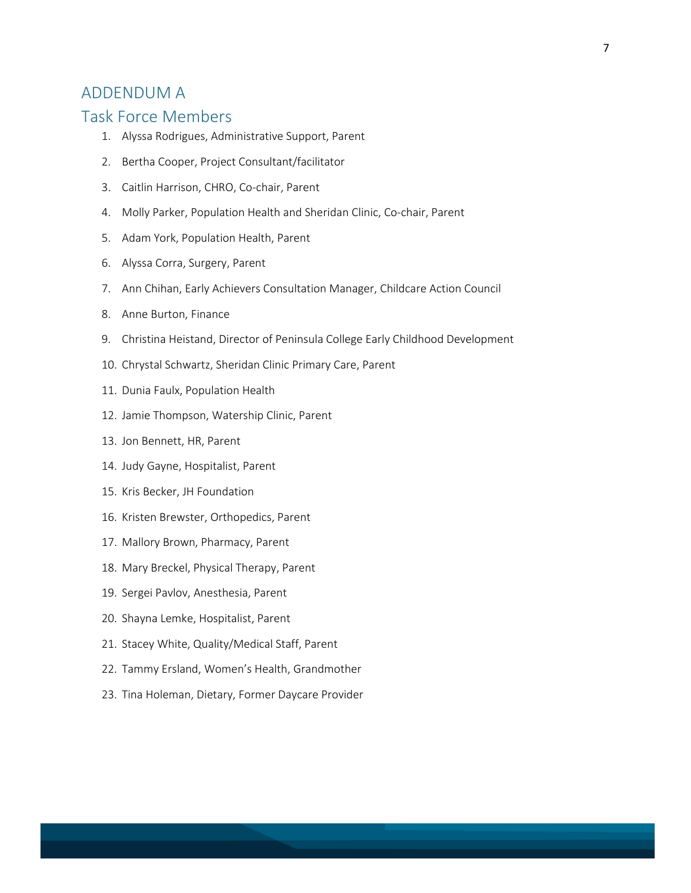# ADDENDUM A

## Task Force Members

1. Alyssa Rodrigues, Administrative Support, Parent
2. Bertha Cooper, Project Consultant/facilitator
3. Caitlin Harrison, CHRO, Co-chair, Parent
4. Molly Parker, Population Health and Sheridan Clinic, Co-chair, Parent
5. Adam York, Population Health, Parent
6. Alyssa Corra, Surgery, Parent
7. Ann Chihan, Early Achievers Consultation Manager, Childcare Action Council
8. Anne Burton, Finance
9. Christina Heistand, Director of Peninsula College Early Childhood Development
10. Chrystal Schwartz, Sheridan Clinic Primary Care, Parent
11. Dunia Faulx, Population Health
12. Jamie Thompson, Watership Clinic, Parent
13. Jon Bennett, HR, Parent
14. Judy Gayne, Hospitalist, Parent
15. Kris Becker, JH Foundation
16. Kristen Brewster, Orthopedics, Parent
17. Mallory Brown, Pharmacy, Parent
18. Mary Breckel, Physical Therapy, Parent
19. Sergei Pavlov, Anesthesia, Parent
20. Shayna Lemke, Hospitalist, Parent
21. Stacey White, Quality/Medical Staff, Parent
22. Tammy Ersland, Women's Health, Grandmother
23. Tina Holeman, Dietary, Former Daycare Provider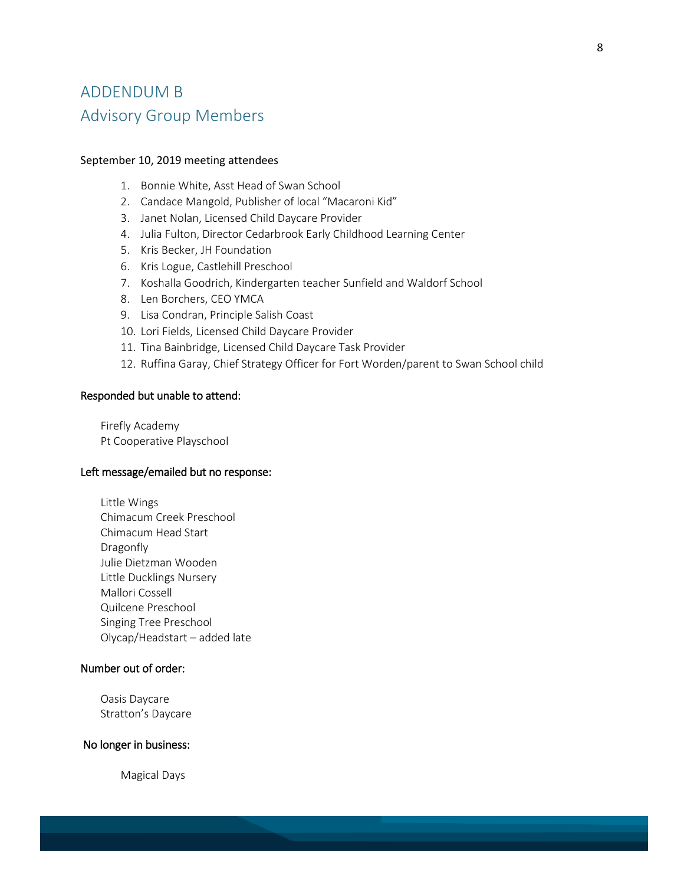# ADDENDUM B

## Advisory Group Members

September 10, 2019 meeting attendees

1. Bonnie White, Asst Head of Swan School
2. Candace Mangold, Publisher of local "Macaroni Kid"
3. Janet Nolan, Licensed Child Daycare Provider
4. Julia Fulton, Director Cedarbrook Early Childhood Learning Center
5. Kris Becker, JH Foundation
6. Kris Logue, Castlehill Preschool
7. Koshalla Goodrich, Kindergarten teacher Sunfield and Waldorf School
8. Len Borchers, CEO YMCA
9. Lisa Condran, Principle Salish Coast
10. Lori Fields, Licensed Child Daycare Provider
11. Tina Bainbridge, Licensed Child Daycare Task Provider
12. Ruffina Garay, Chief Strategy Officer for Fort Worden/parent to Swan School child

Responded but unable to attend:

Firefly Academy
Pt Cooperative Playschool

Left message/emailed but no response:

Little Wings
Chimacum Creek Preschool
Chimacum Head Start
Dragonfly
Julie Dietzman Wooden
Little Ducklings Nursery
Mallori Cossell
Quilcene Preschool
Singing Tree Preschool
Olycap/Headstart – added late

Number out of order:

Oasis Daycare
Stratton's Daycare

No longer in business:

Magical Days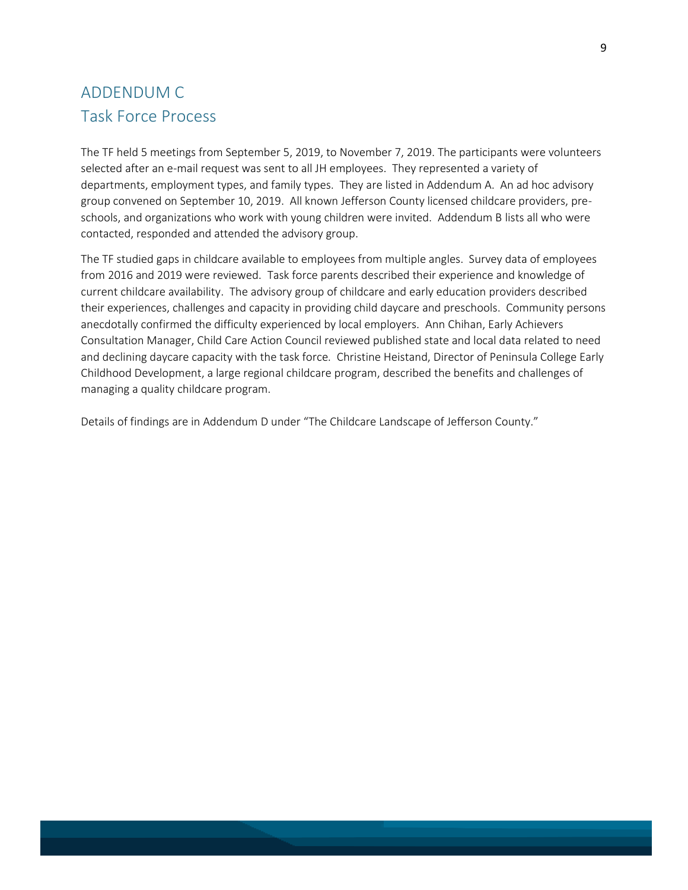# ADDENDUM C

## Task Force Process

The TF held 5 meetings from September 5, 2019, to November 7, 2019. The participants were volunteers selected after an e-mail request was sent to all JH employees. They represented a variety of departments, employment types, and family types. They are listed in Addendum A. An ad hoc advisory group convened on September 10, 2019. All known Jefferson County licensed childcare providers, pre-schools, and organizations who work with young children were invited. Addendum B lists all who were contacted, responded and attended the advisory group.

The TF studied gaps in childcare available to employees from multiple angles. Survey data of employees from 2016 and 2019 were reviewed. Task force parents described their experience and knowledge of current childcare availability. The advisory group of childcare and early education providers described their experiences, challenges and capacity in providing child daycare and preschools. Community persons anecdotally confirmed the difficulty experienced by local employers. Ann Chihan, Early Achievers Consultation Manager, Child Care Action Council reviewed published state and local data related to need and declining daycare capacity with the task force. Christine Heistand, Director of Peninsula College Early Childhood Development, a large regional childcare program, described the benefits and challenges of managing a quality childcare program.

Details of findings are in Addendum D under "The Childcare Landscape of Jefferson County."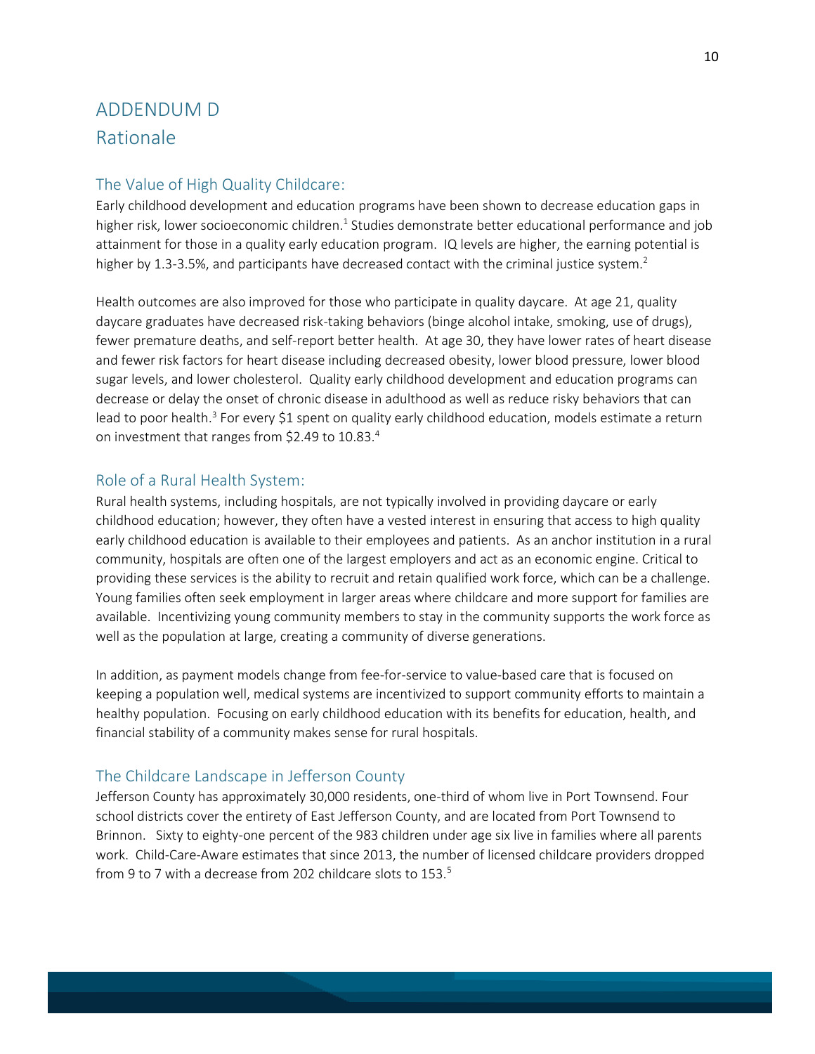# ADDENDUM D
## Rationale

### The Value of High Quality Childcare:

Early childhood development and education programs have been shown to decrease education gaps in higher risk, lower socioeconomic children.[1] Studies demonstrate better educational performance and job attainment for those in a quality early education program. IQ levels are higher, the earning potential is higher by 1.3-3.5%, and participants have decreased contact with the criminal justice system.[2]

Health outcomes are also improved for those who participate in quality daycare. At age 21, quality daycare graduates have decreased risk-taking behaviors (binge alcohol intake, smoking, use of drugs), fewer premature deaths, and self-report better health. At age 30, they have lower rates of heart disease and fewer risk factors for heart disease including decreased obesity, lower blood pressure, lower blood sugar levels, and lower cholesterol. Quality early childhood development and education programs can decrease or delay the onset of chronic disease in adulthood as well as reduce risky behaviors that can lead to poor health.[3] For every $1 spent on quality early childhood education, models estimate a return on investment that ranges from $2.49 to 10.83.[4]

### Role of a Rural Health System:

Rural health systems, including hospitals, are not typically involved in providing daycare or early childhood education; however, they often have a vested interest in ensuring that access to high quality early childhood education is available to their employees and patients. As an anchor institution in a rural community, hospitals are often one of the largest employers and act as an economic engine. Critical to providing these services is the ability to recruit and retain qualified work force, which can be a challenge. Young families often seek employment in larger areas where childcare and more support for families are available. Incentivizing young community members to stay in the community supports the work force as well as the population at large, creating a community of diverse generations.

In addition, as payment models change from fee-for-service to value-based care that is focused on keeping a population well, medical systems are incentivized to support community efforts to maintain a healthy population. Focusing on early childhood education with its benefits for education, health, and financial stability of a community makes sense for rural hospitals.

### The Childcare Landscape in Jefferson County

Jefferson County has approximately 30,000 residents, one-third of whom live in Port Townsend. Four school districts cover the entirety of East Jefferson County, and are located from Port Townsend to Brinnon. Sixty to eighty-one percent of the 983 children under age six live in families where all parents work. Child-Care-Aware estimates that since 2013, the number of licensed childcare providers dropped from 9 to 7 with a decrease from 202 childcare slots to 153.[5]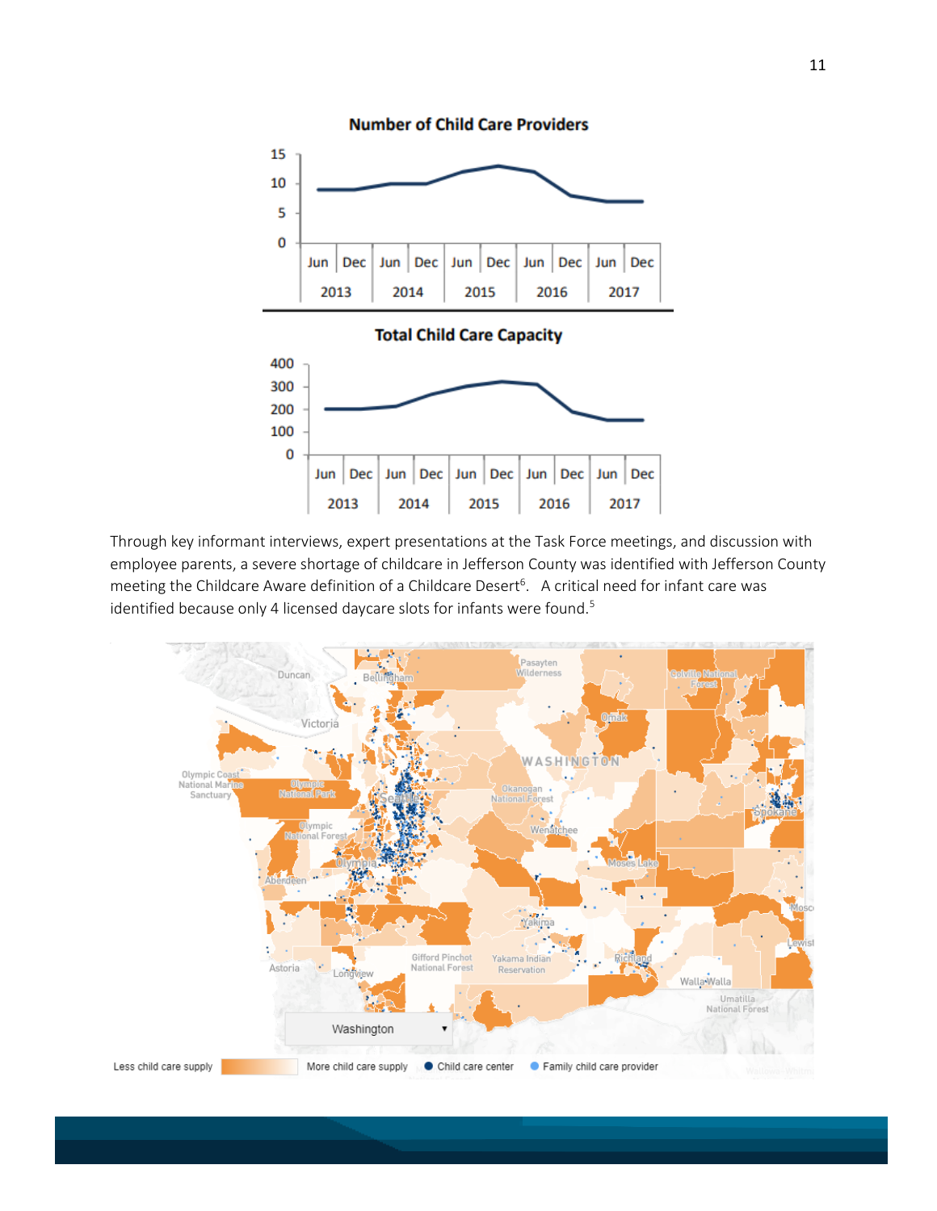**Number of Child Care Providers**

**Total Child Care Capacity**

Through key informant interviews, expert presentations at the Task Force meetings, and discussion with employee parents, a severe shortage of childcare in Jefferson County was identified with Jefferson County meeting the Childcare Aware definition of a Childcare Desert[6]. A critical need for infant care was identified because only 4 licensed daycare slots for infants were found.[5]

Less child care supply — More child care supply ● Child care center ● Family child care provider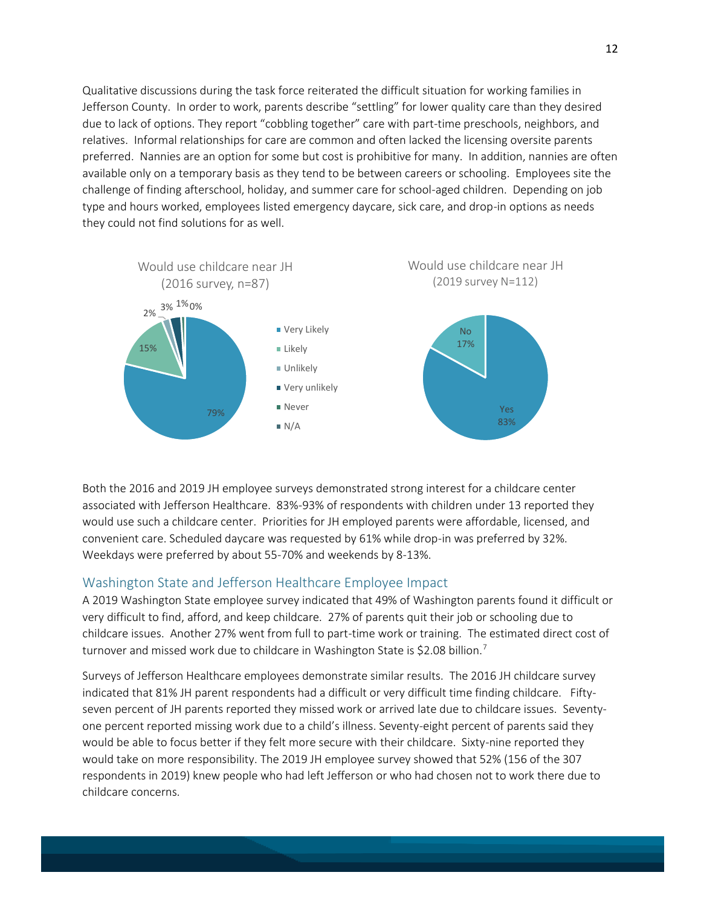Qualitative discussions during the task force reiterated the difficult situation for working families in Jefferson County. In order to work, parents describe "settling" for lower quality care than they desired due to lack of options. They report "cobbling together" care with part-time preschools, neighbors, and relatives. Informal relationships for care are common and often lacked the licensing oversite parents preferred. Nannies are an option for some but cost is prohibitive for many. In addition, nannies are often available only on a temporary basis as they tend to be between careers or schooling. Employees site the challenge of finding afterschool, holiday, and summer care for school-aged children. Depending on job type and hours worked, employees listed emergency daycare, sick care, and drop-in options as needs they could not find solutions for as well.

Would use childcare near JH (2016 survey, n=87)

- Very Likely: 79%
- Likely: 15%
- Unlikely: 2%
- Very unlikely: 3%
- Never: 1%
- N/A: 0%

Would use childcare near JH (2019 survey N=112)

- Yes: 83%
- No: 17%

Both the 2016 and 2019 JH employee surveys demonstrated strong interest for a childcare center associated with Jefferson Healthcare. 83%-93% of respondents with children under 13 reported they would use such a childcare center. Priorities for JH employed parents were affordable, licensed, and convenient care. Scheduled daycare was requested by 61% while drop-in was preferred by 32%. Weekdays were preferred by about 55-70% and weekends by 8-13%.

## Washington State and Jefferson Healthcare Employee Impact

A 2019 Washington State employee survey indicated that 49% of Washington parents found it difficult or very difficult to find, afford, and keep childcare. 27% of parents quit their job or schooling due to childcare issues. Another 27% went from full to part-time work or training. The estimated direct cost of turnover and missed work due to childcare in Washington State is $2.08 billion.[7]

Surveys of Jefferson Healthcare employees demonstrate similar results. The 2016 JH childcare survey indicated that 81% JH parent respondents had a difficult or very difficult time finding childcare. Fifty-seven percent of JH parents reported they missed work or arrived late due to childcare issues. Seventy-one percent reported missing work due to a child's illness. Seventy-eight percent of parents said they would be able to focus better if they felt more secure with their childcare. Sixty-nine reported they would take on more responsibility. The 2019 JH employee survey showed that 52% (156 of the 307 respondents in 2019) knew people who had left Jefferson or who had chosen not to work there due to childcare concerns.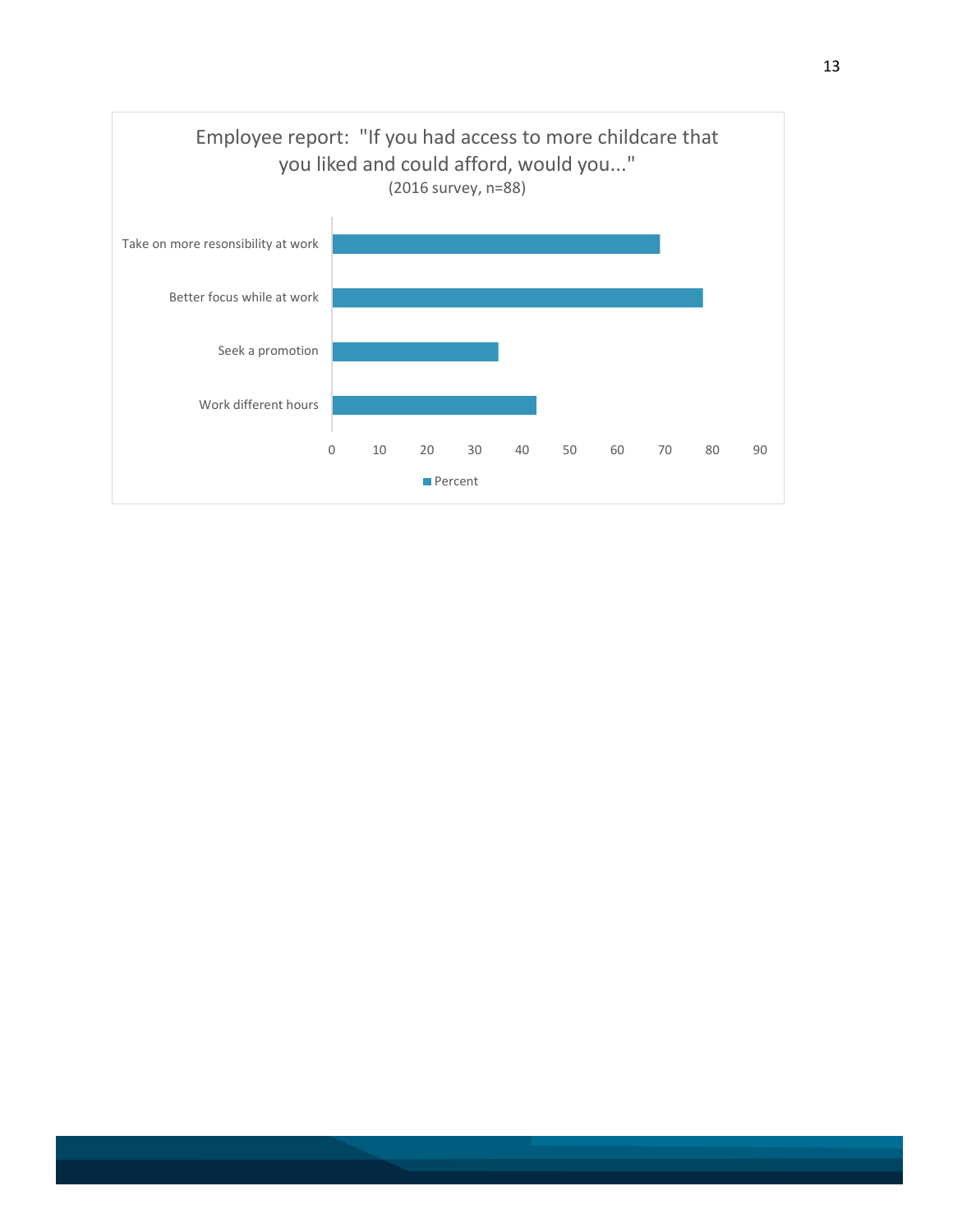Employee report: "If you had access to more childcare that you liked and could afford, would you..."
(2016 survey, n=88)

| | Percent |
|---|---|
| Take on more resonsibility at work | 69 |
| Better focus while at work | 78 |
| Seek a promotion | 35 |
| Work different hours | 43 |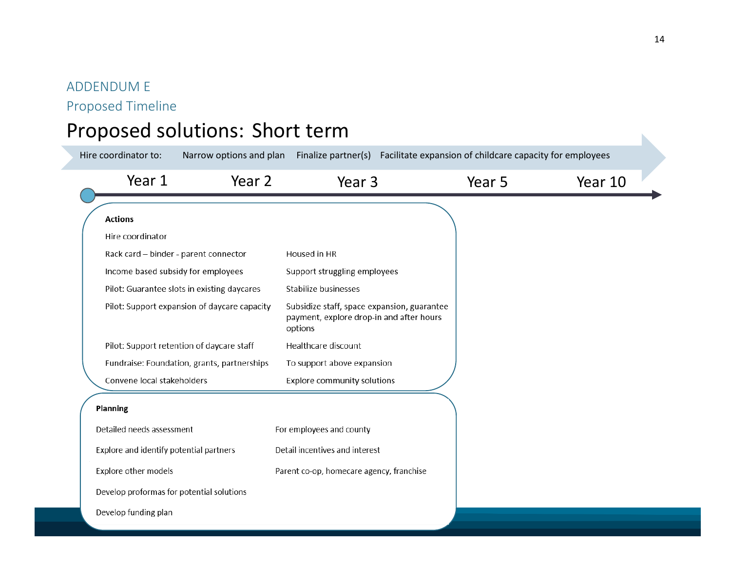## ADDENDUM E

## Proposed Timeline

# Proposed solutions: Short term

Hire coordinator to: Narrow options and plan → Finalize partner(s) → Facilitate expansion of childcare capacity for employees

Year 1 — Year 2 — Year 3 — Year 5 — Year 10

**Actions**

| | |
|---|---|
| Hire coordinator | |
| Rack card – binder - parent connector | Housed in HR |
| Income based subsidy for employees | Support struggling employees |
| Pilot: Guarantee slots in existing daycares | Stabilize businesses |
| Pilot: Support expansion of daycare capacity | Subsidize staff, space expansion, guarantee payment, explore drop-in and after hours options |
| Pilot: Support retention of daycare staff | Healthcare discount |
| Fundraise: Foundation, grants, partnerships | To support above expansion |
| Convene local stakeholders | Explore community solutions |

**Planning**

| | |
|---|---|
| Detailed needs assessment | For employees and county |
| Explore and identify potential partners | Detail incentives and interest |
| Explore other models | Parent co-op, homecare agency, franchise |
| Develop proformas for potential solutions | |
| Develop funding plan | |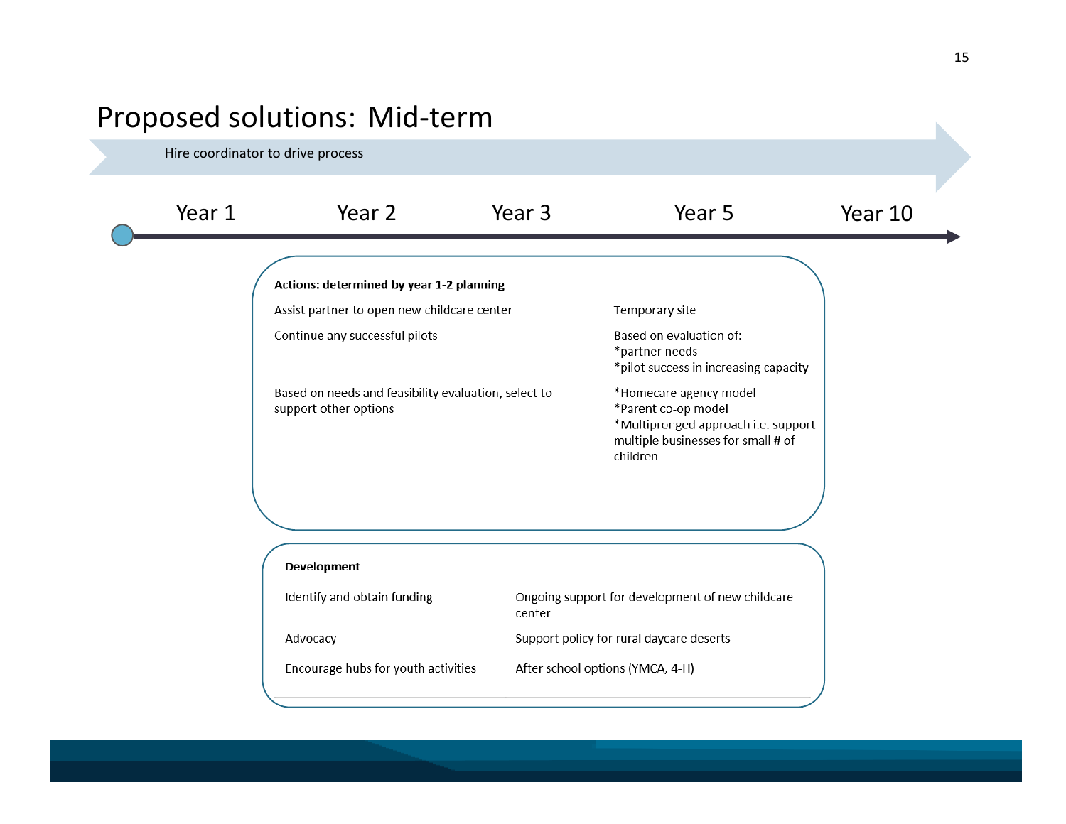# Proposed solutions: Mid-term

Hire coordinator to drive process

Year 1 — Year 2 — Year 3 — Year 5 — Year 10

**Actions: determined by year 1-2 planning**

| | |
|---|---|
| Assist partner to open new childcare center | Temporary site |
| Continue any successful pilots | Based on evaluation of:<br>*partner needs<br>*pilot success in increasing capacity |
| Based on needs and feasibility evaluation, select to support other options | *Homecare agency model<br>*Parent co-op model<br>*Multipronged approach i.e. support multiple businesses for small # of children |

**Development**

| | |
|---|---|
| Identify and obtain funding | Ongoing support for development of new childcare center |
| Advocacy | Support policy for rural daycare deserts |
| Encourage hubs for youth activities | After school options (YMCA, 4-H) |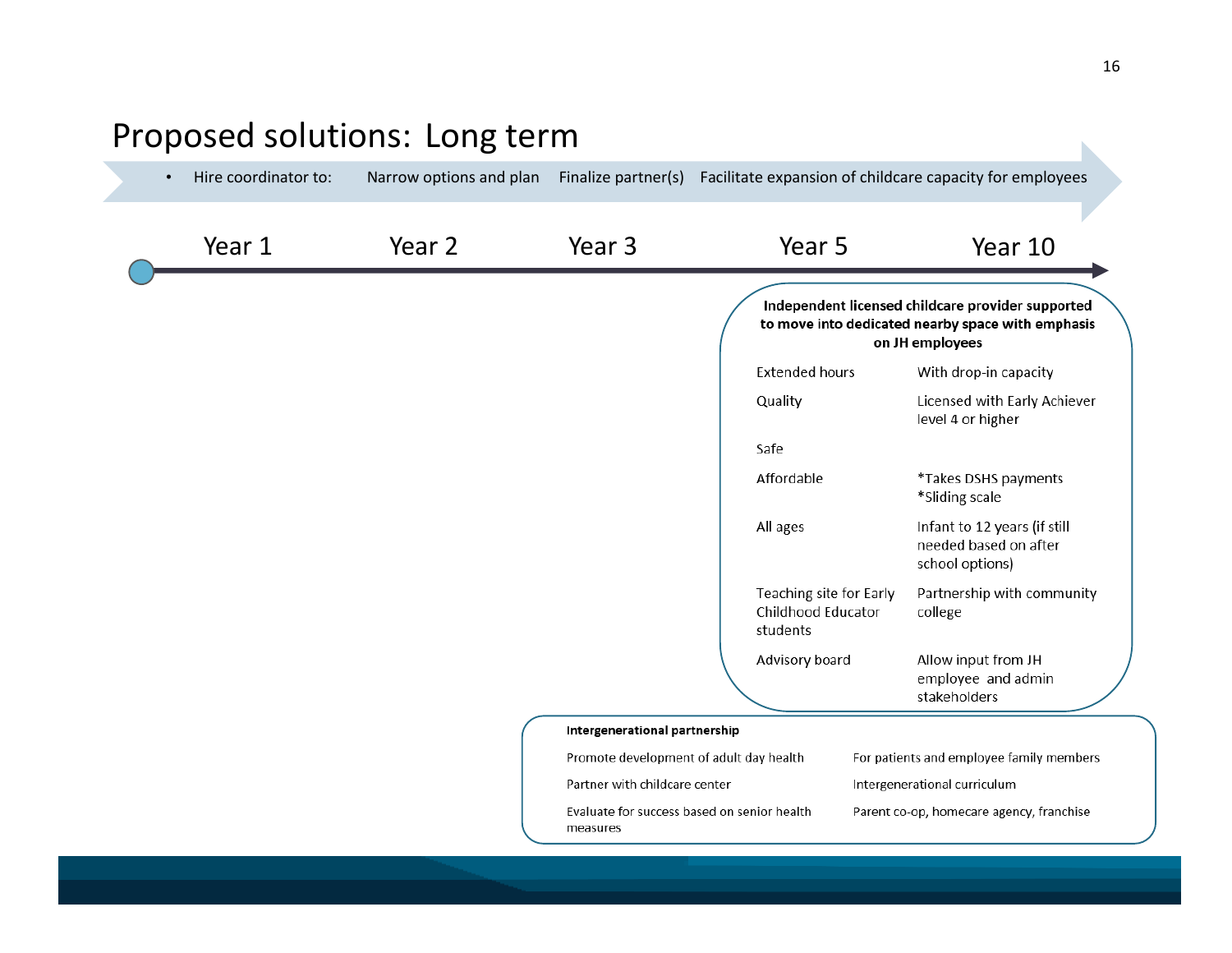# Proposed solutions: Long term

- Hire coordinator to: Narrow options and plan → Finalize partner(s) → Facilitate expansion of childcare capacity for employees

Year 1 — Year 2 — Year 3 — Year 5 — Year 10

**Independent licensed childcare provider supported to move into dedicated nearby space with emphasis on JH employees**

| | |
|---|---|
| Extended hours | With drop-in capacity |
| Quality | Licensed with Early Achiever level 4 or higher |
| Safe | |
| Affordable | *Takes DSHS payments<br>*Sliding scale |
| All ages | Infant to 12 years (if still needed based on after school options) |
| Teaching site for Early Childhood Educator students | Partnership with community college |
| Advisory board | Allow input from JH employee and admin stakeholders |

**Intergenerational partnership**

| | |
|---|---|
| Promote development of adult day health | For patients and employee family members |
| Partner with childcare center | Intergenerational curriculum |
| Evaluate for success based on senior health measures | Parent co-op, homecare agency, franchise |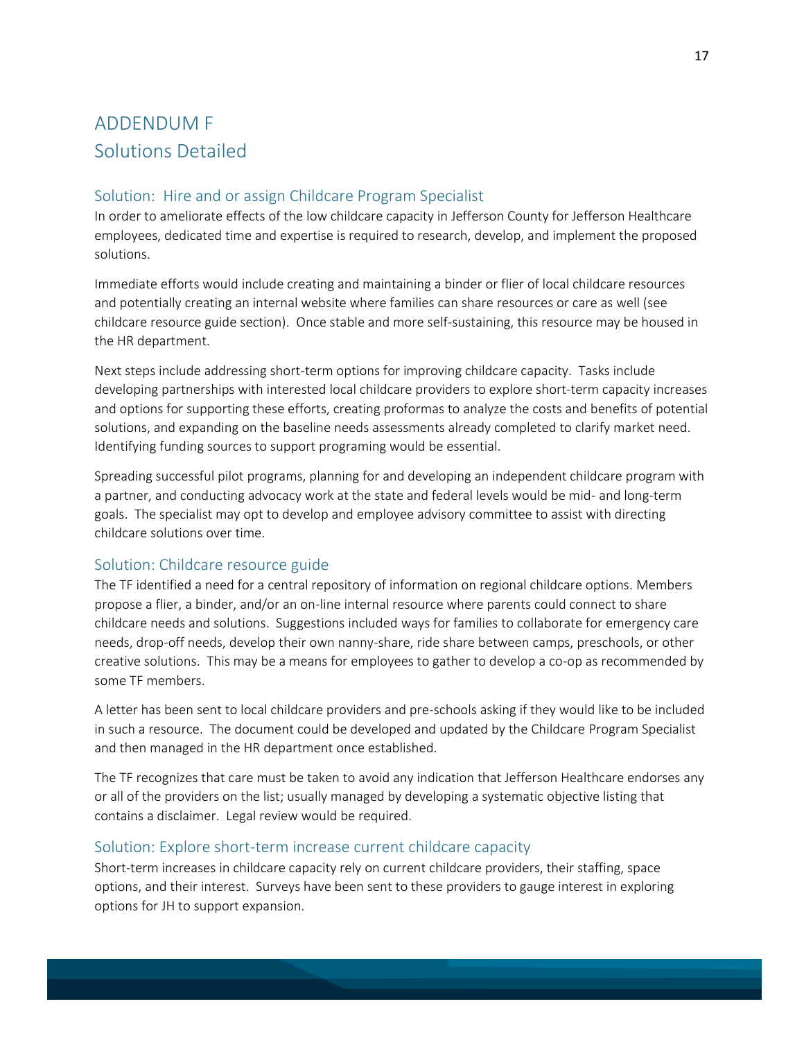# ADDENDUM F
# Solutions Detailed

## Solution: Hire and or assign Childcare Program Specialist

In order to ameliorate effects of the low childcare capacity in Jefferson County for Jefferson Healthcare employees, dedicated time and expertise is required to research, develop, and implement the proposed solutions.

Immediate efforts would include creating and maintaining a binder or flier of local childcare resources and potentially creating an internal website where families can share resources or care as well (see childcare resource guide section). Once stable and more self-sustaining, this resource may be housed in the HR department.

Next steps include addressing short-term options for improving childcare capacity. Tasks include developing partnerships with interested local childcare providers to explore short-term capacity increases and options for supporting these efforts, creating proformas to analyze the costs and benefits of potential solutions, and expanding on the baseline needs assessments already completed to clarify market need. Identifying funding sources to support programing would be essential.

Spreading successful pilot programs, planning for and developing an independent childcare program with a partner, and conducting advocacy work at the state and federal levels would be mid- and long-term goals. The specialist may opt to develop and employee advisory committee to assist with directing childcare solutions over time.

## Solution: Childcare resource guide

The TF identified a need for a central repository of information on regional childcare options. Members propose a flier, a binder, and/or an on-line internal resource where parents could connect to share childcare needs and solutions. Suggestions included ways for families to collaborate for emergency care needs, drop-off needs, develop their own nanny-share, ride share between camps, preschools, or other creative solutions. This may be a means for employees to gather to develop a co-op as recommended by some TF members.

A letter has been sent to local childcare providers and pre-schools asking if they would like to be included in such a resource. The document could be developed and updated by the Childcare Program Specialist and then managed in the HR department once established.

The TF recognizes that care must be taken to avoid any indication that Jefferson Healthcare endorses any or all of the providers on the list; usually managed by developing a systematic objective listing that contains a disclaimer. Legal review would be required.

## Solution: Explore short-term increase current childcare capacity

Short-term increases in childcare capacity rely on current childcare providers, their staffing, space options, and their interest. Surveys have been sent to these providers to gauge interest in exploring options for JH to support expansion.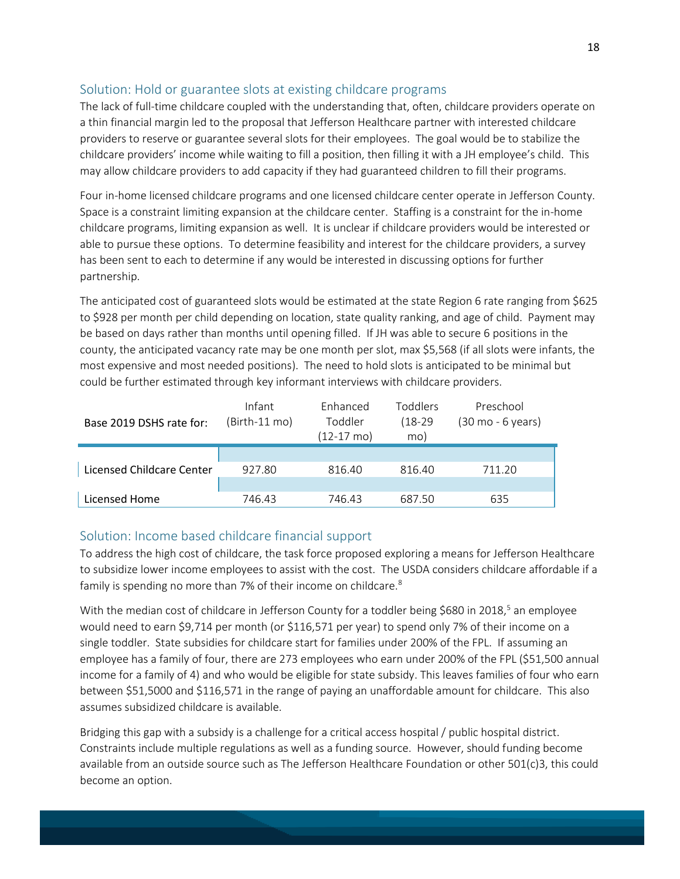## Solution: Hold or guarantee slots at existing childcare programs

The lack of full-time childcare coupled with the understanding that, often, childcare providers operate on a thin financial margin led to the proposal that Jefferson Healthcare partner with interested childcare providers to reserve or guarantee several slots for their employees. The goal would be to stabilize the childcare providers' income while waiting to fill a position, then filling it with a JH employee's child. This may allow childcare providers to add capacity if they had guaranteed children to fill their programs.

Four in-home licensed childcare programs and one licensed childcare center operate in Jefferson County. Space is a constraint limiting expansion at the childcare center. Staffing is a constraint for the in-home childcare programs, limiting expansion as well. It is unclear if childcare providers would be interested or able to pursue these options. To determine feasibility and interest for the childcare providers, a survey has been sent to each to determine if any would be interested in discussing options for further partnership.

The anticipated cost of guaranteed slots would be estimated at the state Region 6 rate ranging from $625 to $928 per month per child depending on location, state quality ranking, and age of child. Payment may be based on days rather than months until opening filled. If JH was able to secure 6 positions in the county, the anticipated vacancy rate may be one month per slot, max $5,568 (if all slots were infants, the most expensive and most needed positions). The need to hold slots is anticipated to be minimal but could be further estimated through key informant interviews with childcare providers.

| Base 2019 DSHS rate for: | Infant (Birth-11 mo) | Enhanced Toddler (12-17 mo) | Toddlers (18-29 mo) | Preschool (30 mo - 6 years) |
|---|---|---|---|---|
| Licensed Childcare Center | 927.80 | 816.40 | 816.40 | 711.20 |
| Licensed Home | 746.43 | 746.43 | 687.50 | 635 |

## Solution: Income based childcare financial support

To address the high cost of childcare, the task force proposed exploring a means for Jefferson Healthcare to subsidize lower income employees to assist with the cost. The USDA considers childcare affordable if a family is spending no more than 7% of their income on childcare.[8]

With the median cost of childcare in Jefferson County for a toddler being $680 in 2018,[5] an employee would need to earn $9,714 per month (or $116,571 per year) to spend only 7% of their income on a single toddler. State subsidies for childcare start for families under 200% of the FPL. If assuming an employee has a family of four, there are 273 employees who earn under 200% of the FPL ($51,500 annual income for a family of 4) and who would be eligible for state subsidy. This leaves families of four who earn between $51,5000 and $116,571 in the range of paying an unaffordable amount for childcare. This also assumes subsidized childcare is available.

Bridging this gap with a subsidy is a challenge for a critical access hospital / public hospital district. Constraints include multiple regulations as well as a funding source. However, should funding become available from an outside source such as The Jefferson Healthcare Foundation or other 501(c)3, this could become an option.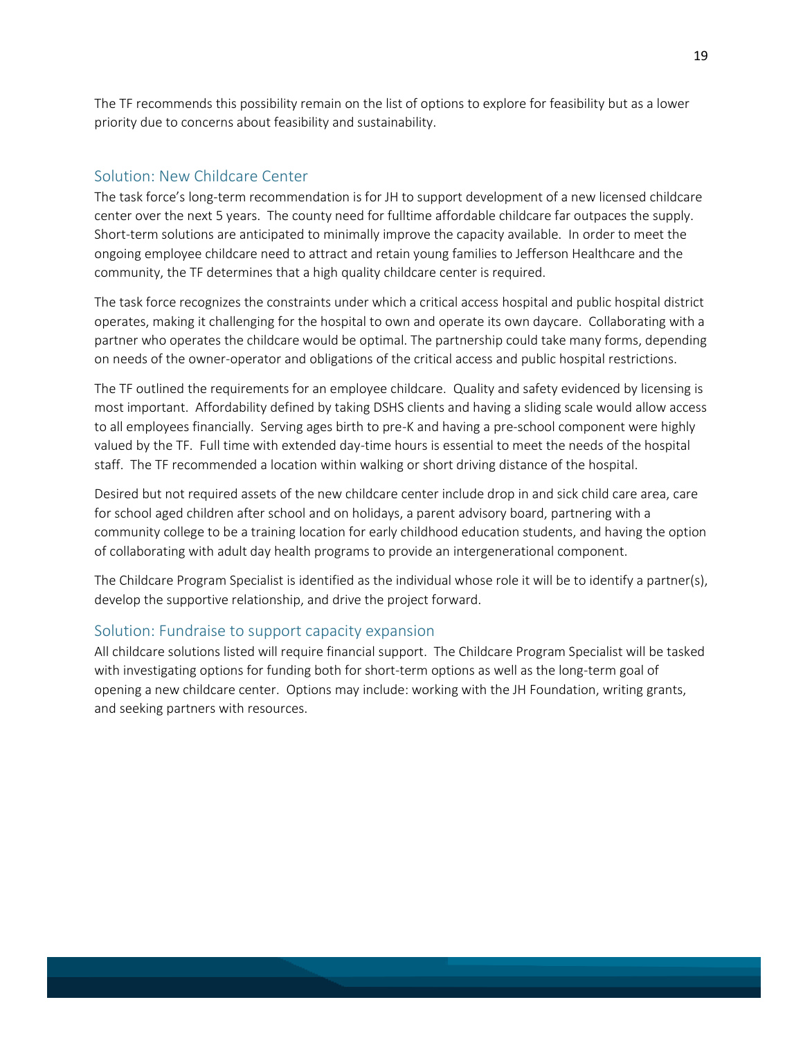The TF recommends this possibility remain on the list of options to explore for feasibility but as a lower priority due to concerns about feasibility and sustainability.

## Solution: New Childcare Center

The task force's long-term recommendation is for JH to support development of a new licensed childcare center over the next 5 years. The county need for fulltime affordable childcare far outpaces the supply. Short-term solutions are anticipated to minimally improve the capacity available. In order to meet the ongoing employee childcare need to attract and retain young families to Jefferson Healthcare and the community, the TF determines that a high quality childcare center is required.

The task force recognizes the constraints under which a critical access hospital and public hospital district operates, making it challenging for the hospital to own and operate its own daycare. Collaborating with a partner who operates the childcare would be optimal. The partnership could take many forms, depending on needs of the owner-operator and obligations of the critical access and public hospital restrictions.

The TF outlined the requirements for an employee childcare. Quality and safety evidenced by licensing is most important. Affordability defined by taking DSHS clients and having a sliding scale would allow access to all employees financially. Serving ages birth to pre-K and having a pre-school component were highly valued by the TF. Full time with extended day-time hours is essential to meet the needs of the hospital staff. The TF recommended a location within walking or short driving distance of the hospital.

Desired but not required assets of the new childcare center include drop in and sick child care area, care for school aged children after school and on holidays, a parent advisory board, partnering with a community college to be a training location for early childhood education students, and having the option of collaborating with adult day health programs to provide an intergenerational component.

The Childcare Program Specialist is identified as the individual whose role it will be to identify a partner(s), develop the supportive relationship, and drive the project forward.

## Solution: Fundraise to support capacity expansion

All childcare solutions listed will require financial support. The Childcare Program Specialist will be tasked with investigating options for funding both for short-term options as well as the long-term goal of opening a new childcare center. Options may include: working with the JH Foundation, writing grants, and seeking partners with resources.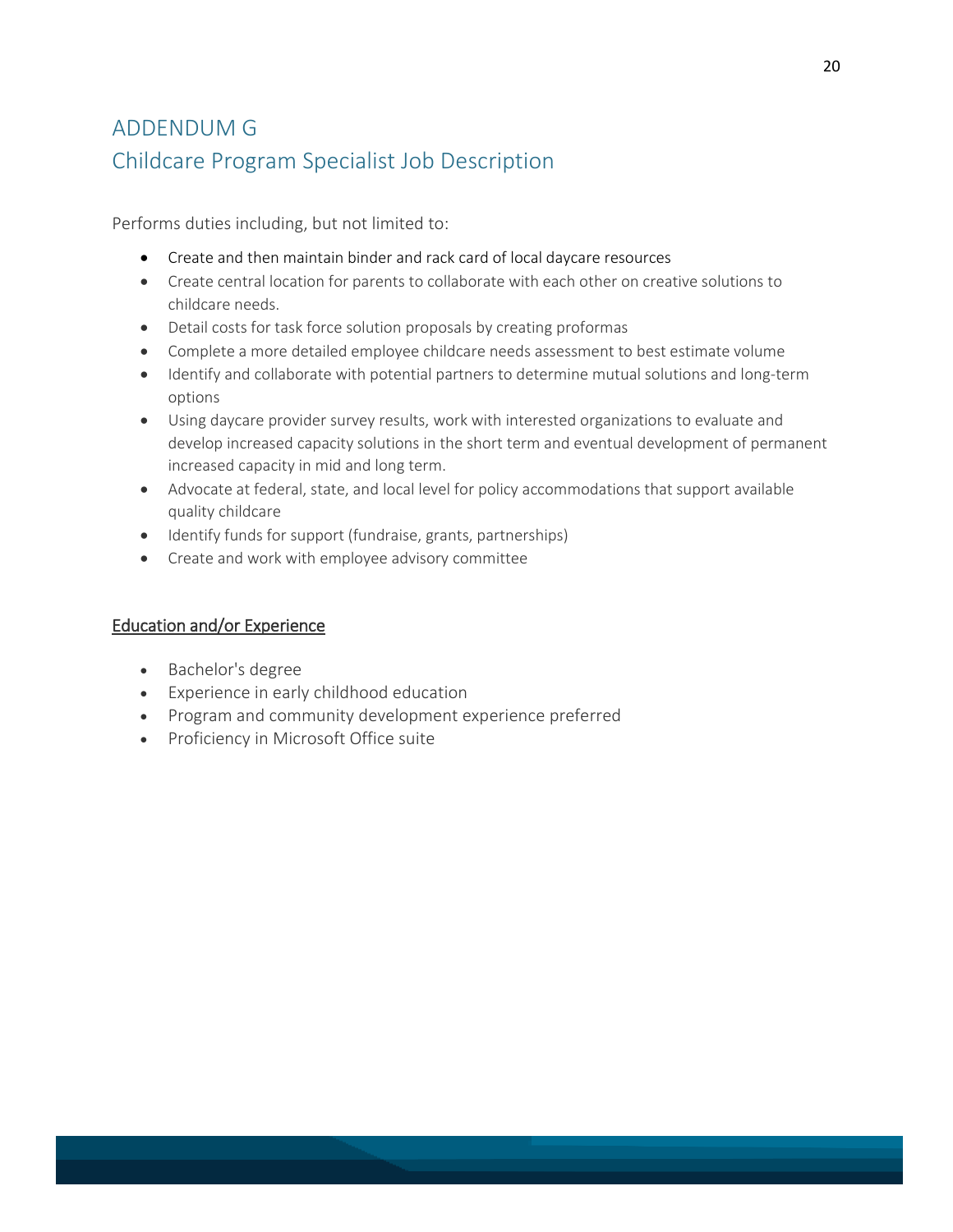# ADDENDUM G

## Childcare Program Specialist Job Description

Performs duties including, but not limited to:

- Create and then maintain binder and rack card of local daycare resources
- Create central location for parents to collaborate with each other on creative solutions to childcare needs.
- Detail costs for task force solution proposals by creating proformas
- Complete a more detailed employee childcare needs assessment to best estimate volume
- Identify and collaborate with potential partners to determine mutual solutions and long-term options
- Using daycare provider survey results, work with interested organizations to evaluate and develop increased capacity solutions in the short term and eventual development of permanent increased capacity in mid and long term.
- Advocate at federal, state, and local level for policy accommodations that support available quality childcare
- Identify funds for support (fundraise, grants, partnerships)
- Create and work with employee advisory committee

<u>Education and/or Experience</u>

- Bachelor's degree
- Experience in early childhood education
- Program and community development experience preferred
- Proficiency in Microsoft Office suite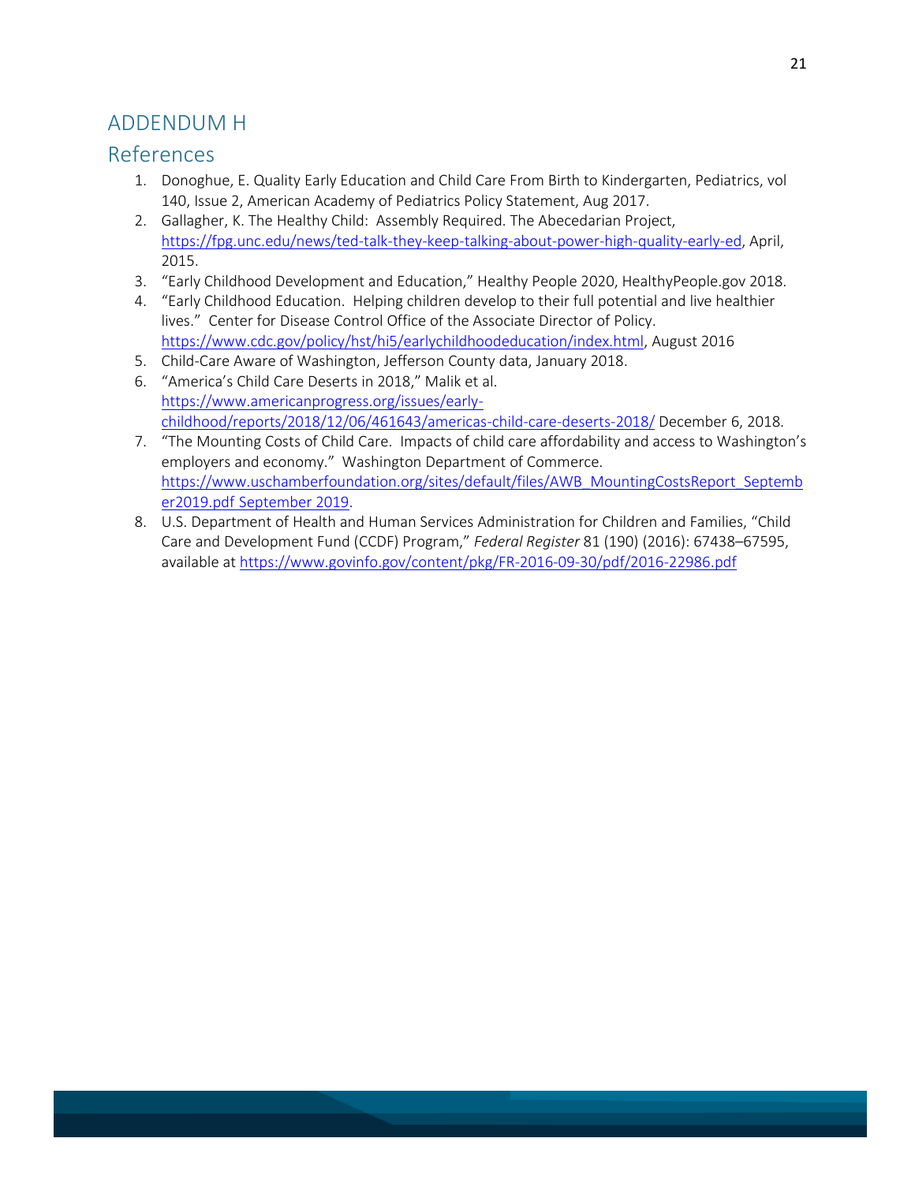# ADDENDUM H

## References

1. Donoghue, E. Quality Early Education and Child Care From Birth to Kindergarten, Pediatrics, vol 140, Issue 2, American Academy of Pediatrics Policy Statement, Aug 2017.
2. Gallagher, K. The Healthy Child: Assembly Required. The Abecedarian Project, https://fpg.unc.edu/news/ted-talk-they-keep-talking-about-power-high-quality-early-ed, April, 2015.
3. "Early Childhood Development and Education," Healthy People 2020, HealthyPeople.gov 2018.
4. "Early Childhood Education. Helping children develop to their full potential and live healthier lives." Center for Disease Control Office of the Associate Director of Policy. https://www.cdc.gov/policy/hst/hi5/earlychildhoodeducation/index.html, August 2016
5. Child-Care Aware of Washington, Jefferson County data, January 2018.
6. "America's Child Care Deserts in 2018," Malik et al. https://www.americanprogress.org/issues/early-childhood/reports/2018/12/06/461643/americas-child-care-deserts-2018/ December 6, 2018.
7. "The Mounting Costs of Child Care. Impacts of child care affordability and access to Washington's employers and economy." Washington Department of Commerce. https://www.uschamberfoundation.org/sites/default/files/AWB_MountingCostsReport_September2019.pdf September 2019.
8. U.S. Department of Health and Human Services Administration for Children and Families, "Child Care and Development Fund (CCDF) Program," *Federal Register* 81 (190) (2016): 67438–67595, available at https://www.govinfo.gov/content/pkg/FR-2016-09-30/pdf/2016-22986.pdf